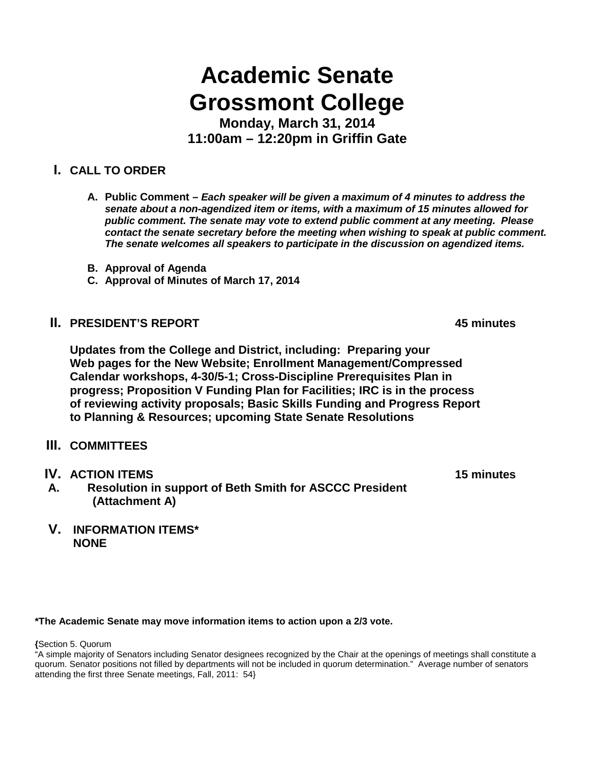# Academic Senate
# Grossmont College

**Monday, March 31, 2014**
**11:00am – 12:20pm in Griffin Gate**

## I. CALL TO ORDER

A. **Public Comment –** ***Each speaker will be given a maximum of 4 minutes to address the senate about a non-agendized item or items, with a maximum of 15 minutes allowed for public comment. The senate may vote to extend public comment at any meeting. Please contact the senate secretary before the meeting when wishing to speak at public comment. The senate welcomes all speakers to participate in the discussion on agendized items.***

B. **Approval of Agenda**

C. **Approval of Minutes of March 17, 2014**

## II. PRESIDENT'S REPORT — 45 minutes

**Updates from the College and District, including: Preparing your Web pages for the New Website; Enrollment Management/Compressed Calendar workshops, 4-30/5-1; Cross-Discipline Prerequisites Plan in progress; Proposition V Funding Plan for Facilities; IRC is in the process of reviewing activity proposals; Basic Skills Funding and Progress Report to Planning & Resources; upcoming State Senate Resolutions**

## III. COMMITTEES

## IV. ACTION ITEMS — 15 minutes

A. **Resolution in support of Beth Smith for ASCCC President (Attachment A)**

## V. INFORMATION ITEMS*

**NONE**

**\*The Academic Senate may move information items to action upon a 2/3 vote.**

{Section 5. Quorum
"A simple majority of Senators including Senator designees recognized by the Chair at the openings of meetings shall constitute a quorum. Senator positions not filled by departments will not be included in quorum determination." Average number of senators attending the first three Senate meetings, Fall, 2011: 54}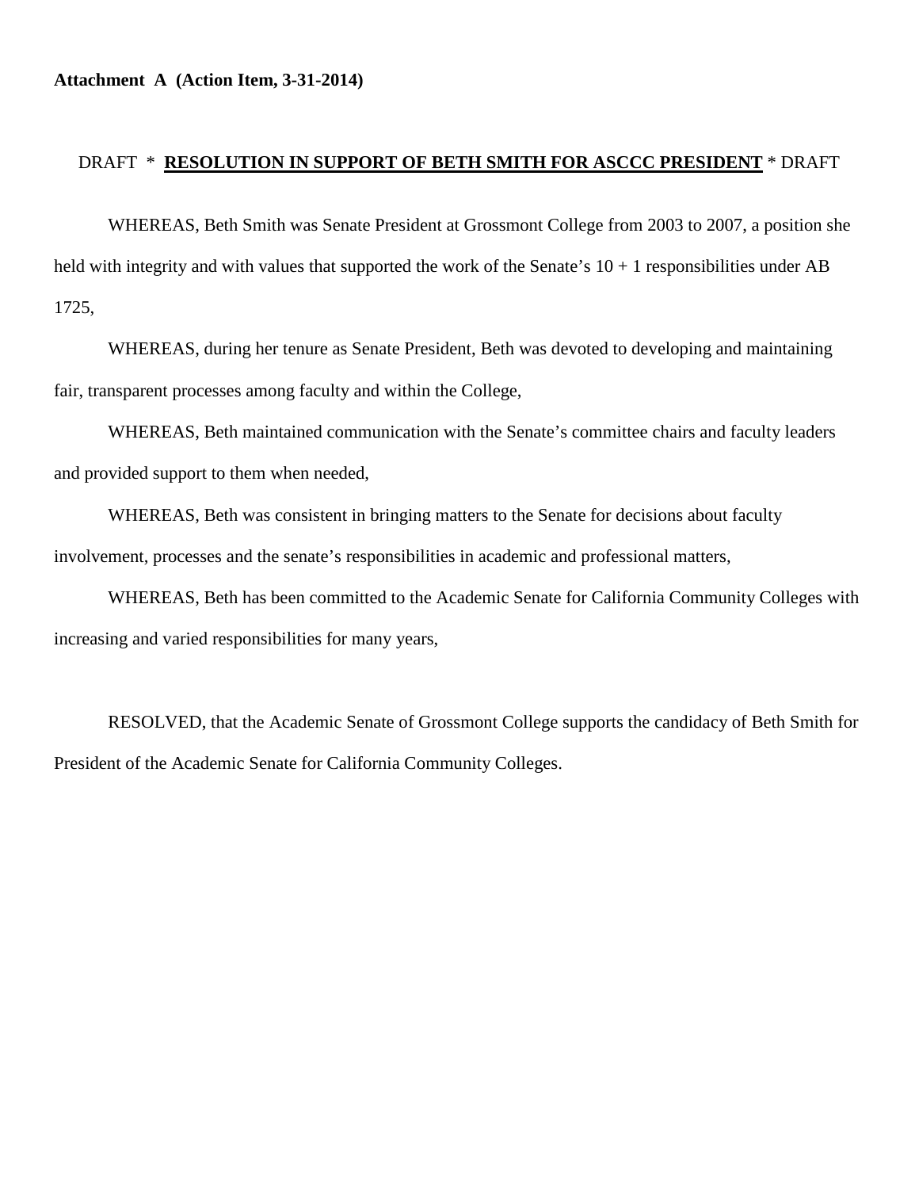**Attachment A (Action Item, 3-31-2014)**

DRAFT * **RESOLUTION IN SUPPORT OF BETH SMITH FOR ASCCC PRESIDENT** * DRAFT

WHEREAS, Beth Smith was Senate President at Grossmont College from 2003 to 2007, a position she held with integrity and with values that supported the work of the Senate's 10 + 1 responsibilities under AB 1725,

WHEREAS, during her tenure as Senate President, Beth was devoted to developing and maintaining fair, transparent processes among faculty and within the College,

WHEREAS, Beth maintained communication with the Senate's committee chairs and faculty leaders and provided support to them when needed,

WHEREAS, Beth was consistent in bringing matters to the Senate for decisions about faculty involvement, processes and the senate's responsibilities in academic and professional matters,

WHEREAS, Beth has been committed to the Academic Senate for California Community Colleges with increasing and varied responsibilities for many years,

RESOLVED, that the Academic Senate of Grossmont College supports the candidacy of Beth Smith for President of the Academic Senate for California Community Colleges.